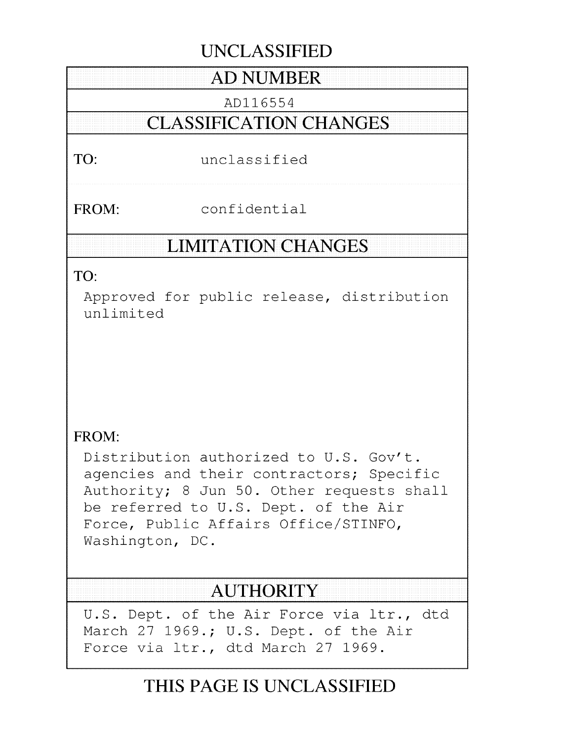UNCLASSIFIED

## AD NUMBER

AD116554

## CLASSIFICATION CHANGES

TO: unclassified

FROM: confidential

## LIMITATION CHANGES

TO:

Approved for public release, distribution unlimited

FROM:

Distribution authorized to U.S. Gov't. agencies and their contractors; Specific Authority; 8 Jun 50. Other requests shall be referred to U.S. Dept. of the Air Force, Public Affairs Office/STINFO, Washington, DC.

## AUTHORITY

U.S. Dept. of the Air Force via ltr., dtd March 27 1969.; U.S. Dept. of the Air Force via ltr., dtd March 27 1969.

THIS PAGE IS UNCLASSIFIED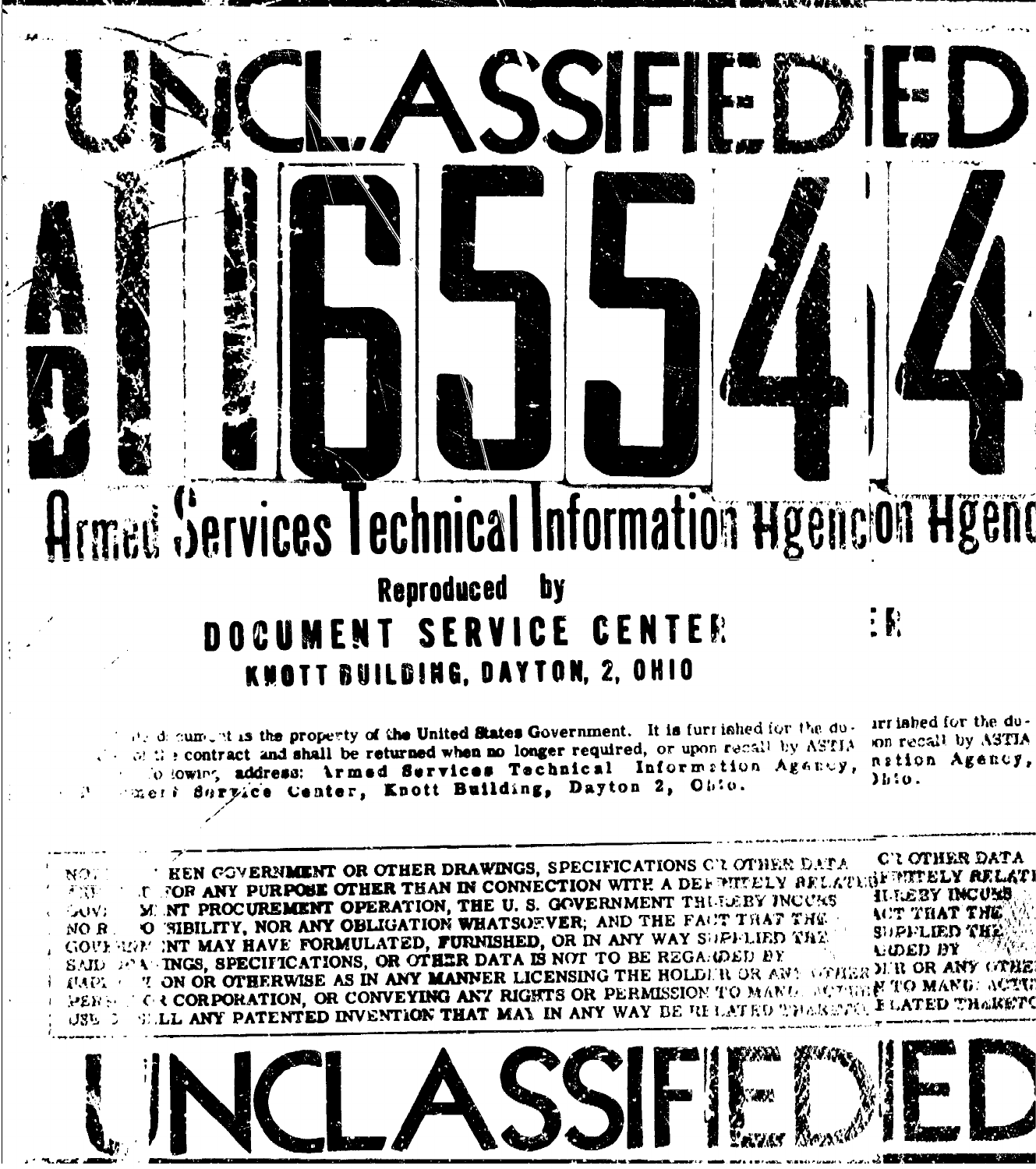# UNCLASSIFIED

# AD 165544

## Armed Services Technical Information Agency

**Reproduced by**

**DOCUMENT SERVICE CENTER**

**KNOTT BUILDING, DAYTON, 2, OHIO**

This document is the property of the United States Government. It is furnished for the duration of the contract and shall be returned when no longer required, or upon recall by ASTIA to the following address: **Armed Services Technical Information Agency, Document Service Center, Knott Building, Dayton 2, Ohio.**

NOTICE: WHEN GOVERNMENT OR OTHER DRAWINGS, SPECIFICATIONS OR OTHER DATA ARE USED FOR ANY PURPOSE OTHER THAN IN CONNECTION WITH A DEFINITELY RELATED GOVERNMENT PROCUREMENT OPERATION, THE U. S. GOVERNMENT THEREBY INCURS NO RESPONSIBILITY, NOR ANY OBLIGATION WHATSOEVER; AND THE FACT THAT THE GOVERNMENT MAY HAVE FORMULATED, FURNISHED, OR IN ANY WAY SUPPLIED THE SAID DRAWINGS, SPECIFICATIONS, OR OTHER DATA IS NOT TO BE REGARDED BY IMPLICATION OR OTHERWISE AS IN ANY MANNER LICENSING THE HOLDER OR ANY OTHER PERSON OR CORPORATION, OR CONVEYING ANY RIGHTS OR PERMISSION TO MANUFACTURE, USE OR SELL ANY PATENTED INVENTION THAT MAY IN ANY WAY BE RELATED THERETO.

# UNCLASSIFIED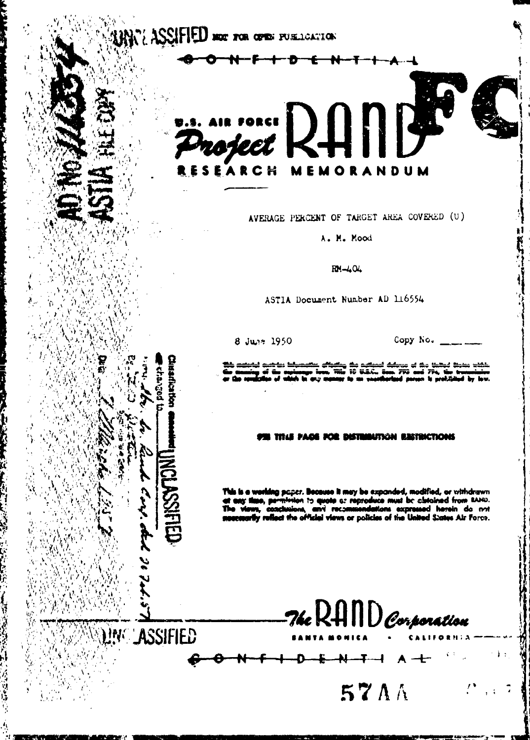UNCLASSIFIED NOT FOR OPEN PUBLICATION

C-O-N-F-I-D-E-N-T-I-A-L

AD No 116554
ASTIA FILE COPY

U.S. AIR FORCE
*Project* RAND

RESEARCH MEMORANDUM

AVERAGE PERCENT OF TARGET AREA COVERED (U)

A. M. Mood

RM-404

ASTIA Document Number AD 116554

8 June 1950

Copy No. ____

This material contains information affecting the national defense of the United States within the meaning of the espionage laws, Title 18 U.S.C., Secs. 793 and 794, the transmission or the revelation of which in any manner to an unauthorized person is prohibited by law.

Classification cancelled (or changed to) UNCLASSIFIED

by auth. of The Rand Corp. dtd 20 Feb. 57

By ____ Date 7 March 1957

SEE TITLE PAGE FOR DISTRIBUTION RESTRICTIONS

This is a working paper. Because it may be expanded, modified, or withdrawn at any time, permission to quote or reproduce must be obtained from RAND. The views, conclusions, and recommendations expressed herein do not necessarily reflect the official views or policies of the United States Air Force.

UNCLASSIFIED

*The* RAND *Corporation*

SANTA MONICA • CALIFORNIA

C-O-N-F-I-D-E-N-T-I-A-L

57AA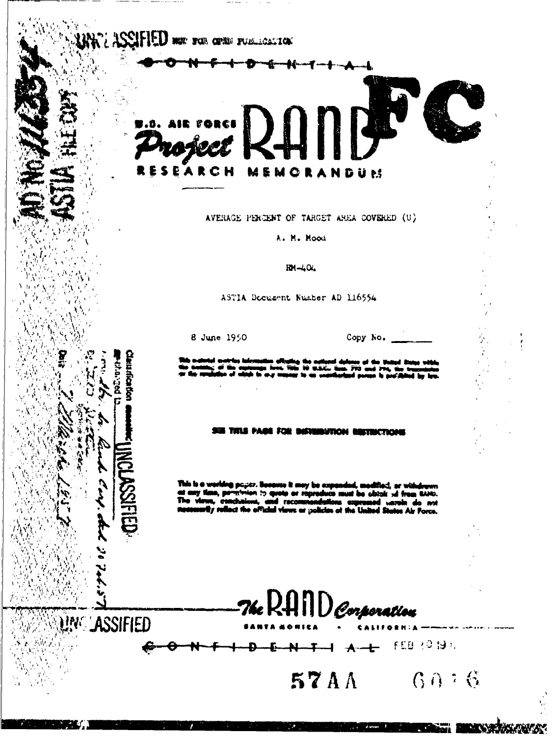UNCLASSIFIED NOT FOR OPEN PUBLICATION

CONFIDENTIAL

AD No. 116554

ASTIA FILE COPY

U.S. AIR FORCE

Project RAND

FC

RESEARCH MEMORANDUM

AVERAGE PERCENT OF TARGET AREA COVERED (U)

A. M. Mood

RM-404

ASTIA Document Number AD 116554

8 June 1950

Copy No. ________

This material contains information affecting the national defense of the United States within the meaning of the espionage laws, Title 18 U.S.C., Secs. 793 and 794, the transmission or the revelation of which in any manner to an unauthorized person is prohibited by law.

SEE TITLE PAGE FOR DISTRIBUTION RESTRICTIONS

This is a working paper. Because it may be expanded, modified, or withdrawn at any time, permission to quote or reproduce must be obtained from RAND. The views, conclusions, and recommendations expressed herein do not necessarily reflect the official views or policies of the United States Air Force.

Classification changed to UNCLASSIFIED

Authorized by ... Rand Corp. Ltd 30 Feb 57

By ... Date ... 1957

The RAND Corporation

SANTA MONICA • CALIFORNIA

UNCLASSIFIED

CONFIDENTIAL

FEB 20 19..

57AA 6026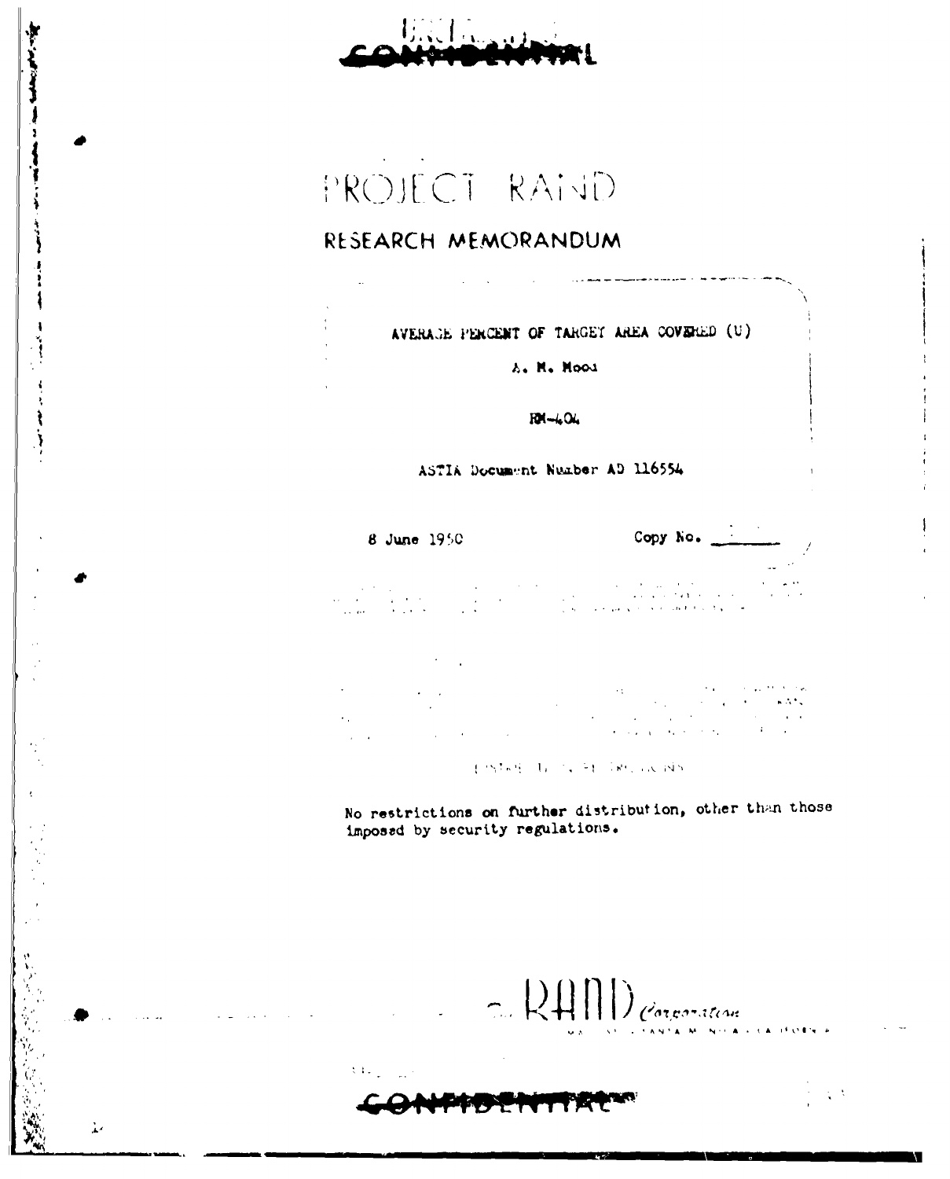UNCLASSIFIED

CONFIDENTIAL

# PROJECT RAND

## RESEARCH MEMORANDUM

AVERAGE PERCENT OF TARGET AREA COVERED (U)

A. M. Mood

RM-404

ASTIA Document Number AD 116554

8 June 1950

Copy No. ______

No restrictions on further distribution, other than those imposed by security regulations.

The RAND Corporation

SANTA MONICA · CALIFORNIA

CONFIDENTIAL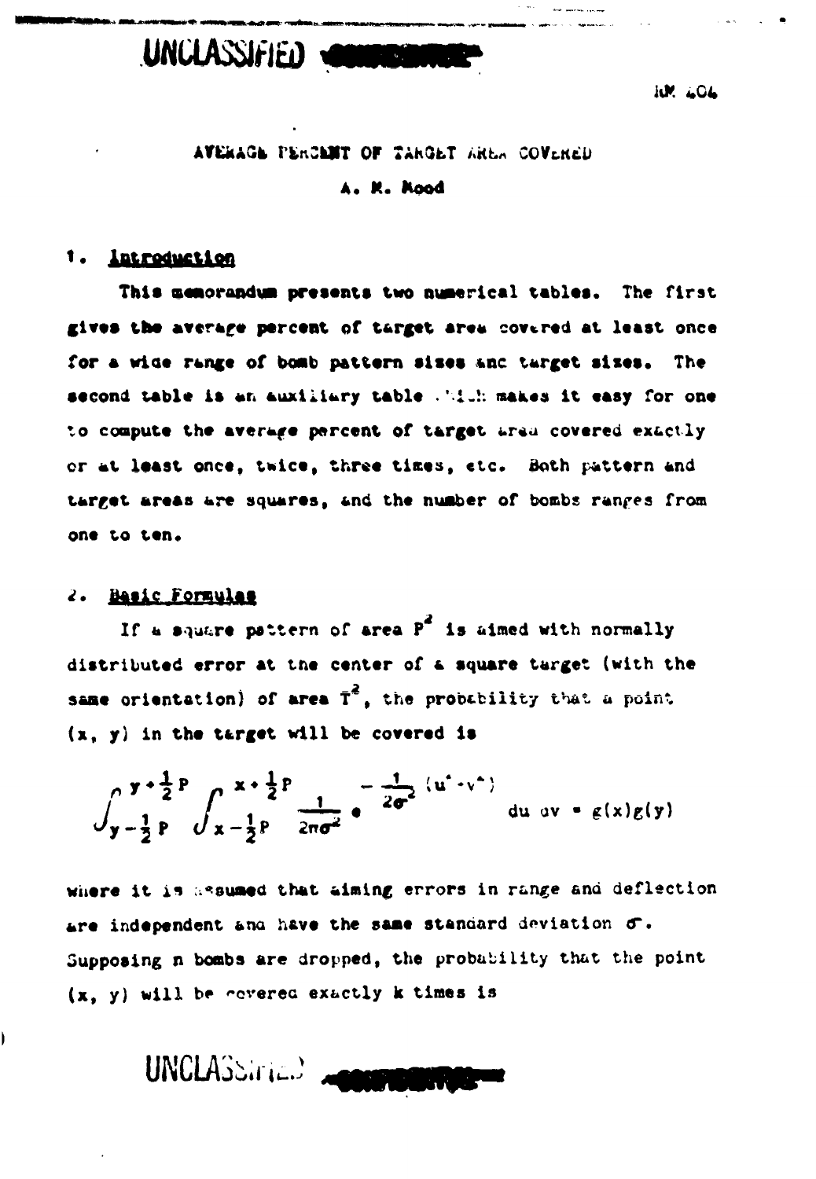UNCLASSIFIED

RM 404

# AVERAGE PERCENT OF TARGET AREA COVERED

A. M. Mood

## 1. Introduction

This memorandum presents two numerical tables. The first gives the average percent of target area covered at least once for a wide range of bomb pattern sizes and target sizes. The second table is an auxiliary table which makes it easy for one to compute the average percent of target area covered exactly or at least once, twice, three times, etc. Both pattern and target areas are squares, and the number of bombs ranges from one to ten.

## 2. Basic Formulas

If a square pattern of area $P^2$ is aimed with normally distributed error at the center of a square target (with the same orientation) of area $T^2$, the probability that a point $(x, y)$ in the target will be covered is

$$\int_{y-\frac{1}{2}P}^{y+\frac{1}{2}P} \int_{x-\frac{1}{2}P}^{x+\frac{1}{2}P} \frac{1}{2\pi\sigma^2} e^{-\frac{1}{2\sigma^2}(u^2+v^2)} \, du \, dv = g(x)g(y)$$

where it is assumed that aiming errors in range and deflection are independent and have the same standard deviation $\sigma$. Supposing n bombs are dropped, the probability that the point $(x, y)$ will be covered exactly k times is

UNCLASSIFIED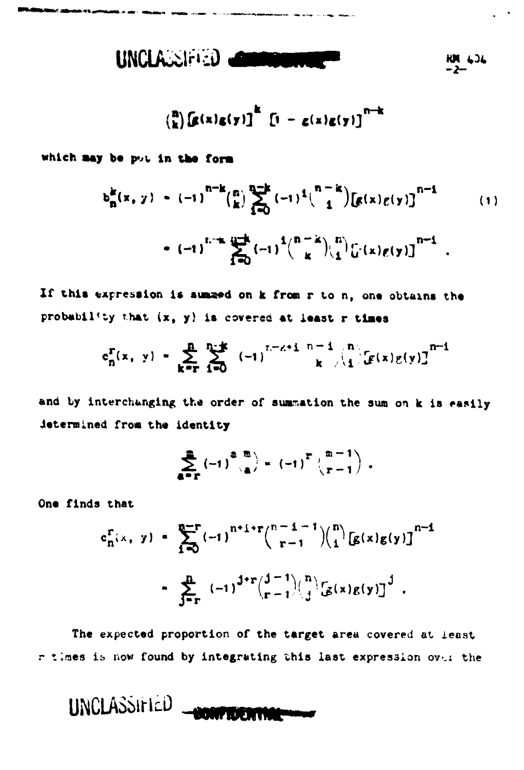$$\binom{n}{k}\left[g(x)g(y)\right]^k \left[1 - g(x)g(y)\right]^{n-k}$$

which may be put in the form

$$b_n^k(x, y) = (-1)^{n-k}\binom{n}{k}\sum_{i=0}^{n-k}(-1)^i\binom{n-k}{i}\left[g(x)g(y)\right]^{n-i} \tag{1}$$

$$= (-1)^{n-k}\sum_{i=0}^{n-k}(-1)^i\binom{n-i}{k}\binom{n}{i}\left[g(x)g(y)\right]^{n-i} .$$

If this expression is summed on k from r to n, one obtains the probability that (x, y) is covered at least r times

$$c_n^r(x, y) = \sum_{k=r}^{n}\sum_{i=0}^{n-k}(-1)^{n-k+i}\binom{n-i}{k}\binom{n}{i}\left[g(x)g(y)\right]^{n-i}$$

and by interchanging the order of summation the sum on k is easily determined from the identity

$$\sum_{a=r}^{m}(-1)^a\binom{m}{a} = (-1)^r\binom{m-1}{r-1} .$$

One finds that

$$c_n^r(x, y) = \sum_{i=0}^{n-r}(-1)^{n+i+r}\binom{n-i-1}{r-1}\binom{n}{i}\left[g(x)g(y)\right]^{n-i}$$

$$= \sum_{j=r}^{n}(-1)^{j+r}\binom{j-1}{r-1}\binom{n}{j}\left[g(x)g(y)\right]^{j} .$$

The expected proportion of the target area covered at least r times is now found by integrating this last expression over the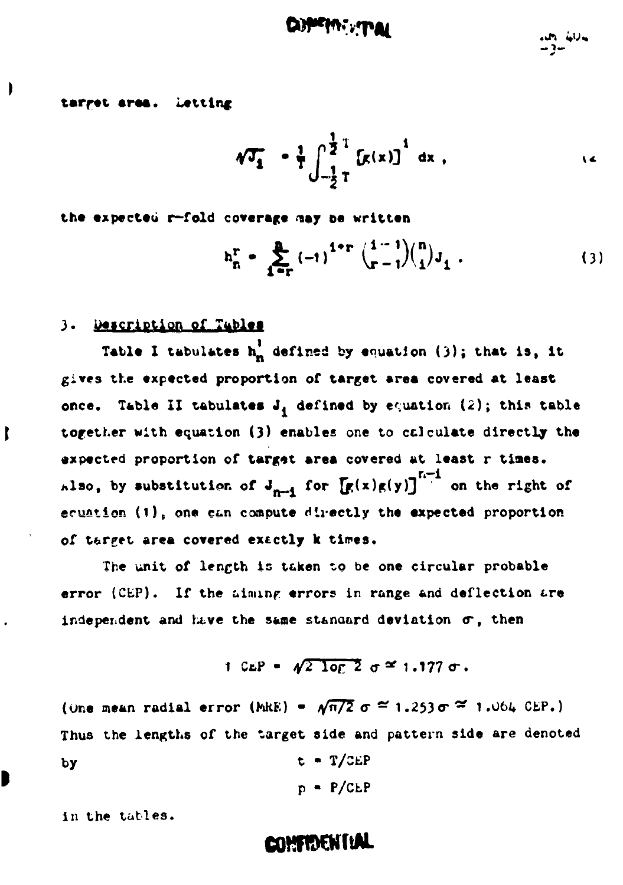target area. Letting

$$\sqrt{J_i} = \frac{1}{T}\int_{-\frac{1}{2}T}^{\frac{1}{2}T} [g(x)]^i \, dx , \qquad (2)$$

the expected r-fold coverage may be written

$$h_n^r = \sum_{i=r}^{n} (-1)^{i+r} \binom{i-1}{r-1}\binom{n}{i} J_i . \qquad (3)$$

## 3. Description of Tables

Table I tabulates $h_n^1$ defined by equation (3); that is, it gives the expected proportion of target area covered at least once. Table II tabulates $J_i$ defined by equation (2); this table together with equation (3) enables one to calculate directly the expected proportion of target area covered at least r times. Also, by substitution of $J_{n-i}$ for $[g(x)g(y)]^{n-i}$ on the right of equation (1), one can compute directly the expected proportion of target area covered exactly k times.

The unit of length is taken to be one circular probable error (CEP). If the aiming errors in range and deflection are independent and have the same standard deviation $\sigma$, then

$$1 \text{ CEP} = \sqrt{2 \log 2}\, \sigma \cong 1.177\, \sigma .$$

(One mean radial error (MRE) $= \sqrt{\pi/2}\, \sigma \cong 1.253\, \sigma \cong 1.064$ CEP.) Thus the lengths of the target side and pattern side are denoted by

$$t = T/\text{CEP}$$

$$p = P/\text{CEP}$$

in the tables.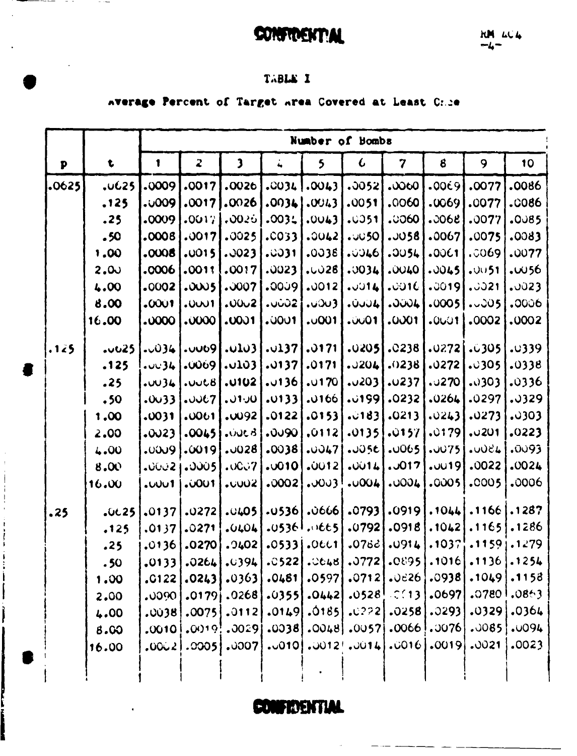**CONFIDENTIAL**

TABLE I

Average Percent of Target Area Covered at Least Once

| | | Number of Bombs | | | | | | | | | |
|---|---|---|---|---|---|---|---|---|---|---|---|
| p | t | 1 | 2 | 3 | 4 | 5 | 6 | 7 | 8 | 9 | 10 |
| .0625 | .0625 | .0009 | .0017 | .0026 | .0034 | .0043 | .0052 | .0060 | .0069 | .0077 | .0086 |
| | .125 | .0009 | .0017 | .0026 | .0034 | .0043 | .0051 | .0060 | .0069 | .0077 | .0086 |
| | .25 | .0009 | .0017 | .0026 | .0034 | .0043 | .0051 | .0060 | .0068 | .0077 | .0085 |
| | .50 | .0008 | .0017 | .0025 | .0033 | .0042 | .0050 | .0058 | .0067 | .0075 | .0083 |
| | 1.00 | .0008 | .0015 | .0023 | .0031 | .0038 | .0046 | .0054 | .0061 | .0069 | .0077 |
| | 2.00 | .0006 | .0011 | .0017 | .0023 | .0028 | .0034 | .0040 | .0045 | .0051 | .0056 |
| | 4.00 | .0002 | .0005 | .0007 | .0009 | .0012 | .0014 | .0016 | .0019 | .0021 | .0023 |
| | 8.00 | .0001 | .0001 | .0002 | .0002 | .0003 | .0004 | .0004 | .0005 | .0005 | .0006 |
| | 16.00 | .0000 | .0000 | .0001 | .0001 | .0001 | .0001 | .0001 | .0001 | .0002 | .0002 |
| .125 | .0625 | .0034 | .0069 | .0103 | .0137 | .0171 | .0205 | .0238 | .0272 | .0305 | .0339 |
| | .125 | .0034 | .0069 | .0103 | .0137 | .0171 | .0204 | .0238 | .0272 | .0305 | .0338 |
| | .25 | .0034 | .0068 | .0102 | .0136 | .0170 | .0203 | .0237 | .0270 | .0303 | .0336 |
| | .50 | .0033 | .0067 | .0100 | .0133 | .0166 | .0199 | .0232 | .0264 | .0297 | .0329 |
| | 1.00 | .0031 | .0061 | .0092 | .0122 | .0153 | .0183 | .0213 | .0243 | .0273 | .0303 |
| | 2.00 | .0023 | .0045 | .0068 | .0090 | .0112 | .0135 | .0157 | .0179 | .0201 | .0223 |
| | 4.00 | .0009 | .0019 | .0028 | .0038 | .0047 | .0056 | .0065 | .0075 | .0084 | .0093 |
| | 8.00 | .0002 | .0005 | .0007 | .0010 | .0012 | .0014 | .0017 | .0019 | .0022 | .0024 |
| | 16.00 | .0001 | .0001 | .0002 | .0002 | .0003 | .0004 | .0004 | .0005 | .0005 | .0006 |
| .25 | .0625 | .0137 | .0272 | .0405 | .0536 | .0666 | .0793 | .0919 | .1044 | .1166 | .1287 |
| | .125 | .0137 | .0271 | .0404 | .0536 | .0665 | .0792 | .0918 | .1042 | .1165 | .1286 |
| | .25 | .0136 | .0270 | .0402 | .0533 | .0661 | .0788 | .0914 | .1037 | .1159 | .1279 |
| | .50 | .0133 | .0264 | .0394 | .0522 | .0648 | .0772 | .0895 | .1016 | .1136 | .1254 |
| | 1.00 | .0122 | .0243 | .0363 | .0481 | .0597 | .0712 | .0826 | .0938 | .1049 | .1158 |
| | 2.00 | .0090 | .0179 | .0268 | .0355 | .0442 | .0528 | .0613 | .0697 | .0780 | .0863 |
| | 4.00 | .0038 | .0075 | .0112 | .0149 | .0185 | .0222 | .0258 | .0293 | .0329 | .0364 |
| | 8.00 | .0010 | .0019 | .0029 | .0038 | .0048 | .0057 | .0066 | .0076 | .0085 | .0094 |
| | 16.00 | .0002 | .0005 | .0007 | .0010 | .0012 | .0014 | .0016 | .0019 | .0021 | .0023 |

**CONFIDENTIAL**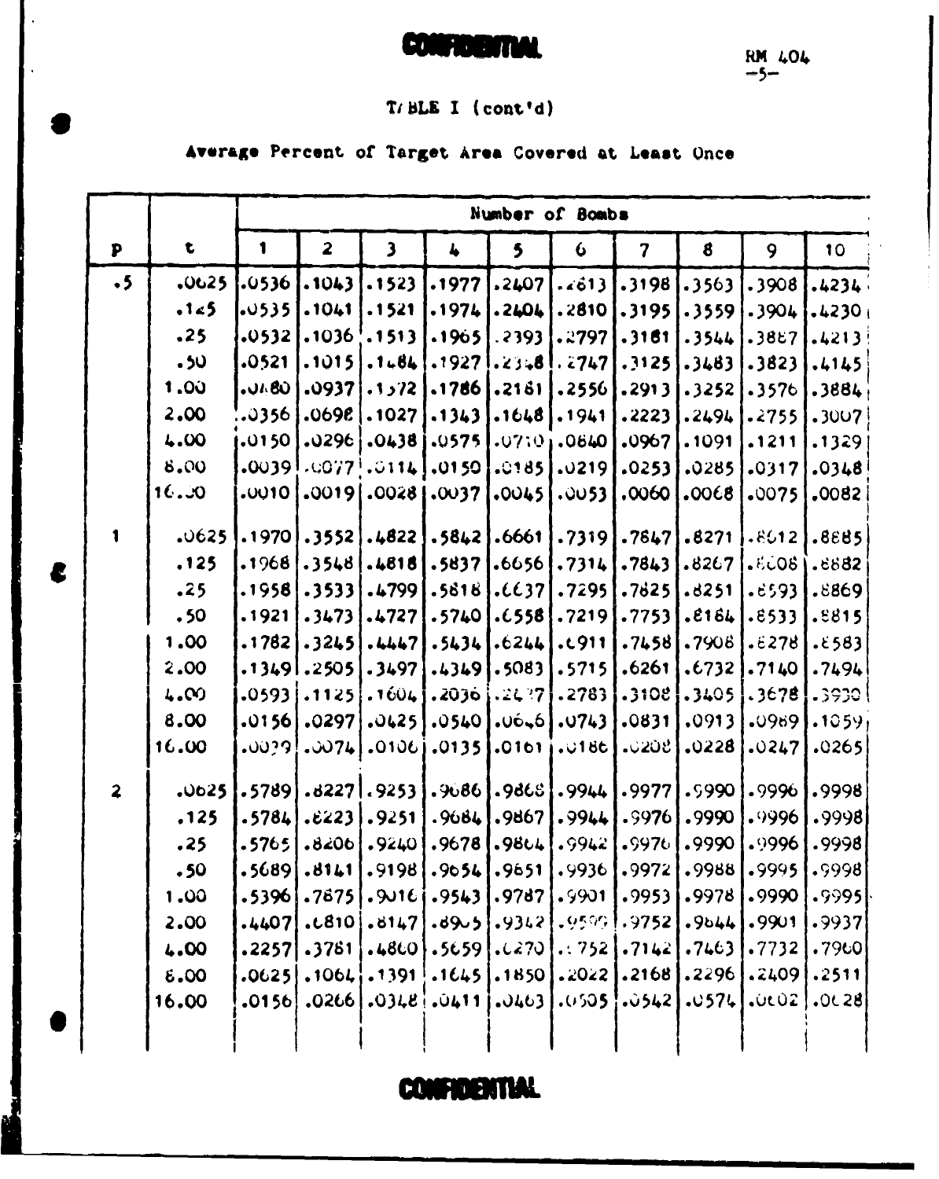CONFIDENTIAL

RM 404

TABLE I (cont'd)

Average Percent of Target Area Covered at Least Once

| p | t | Number of Bombs | | | | | | | | | |
|---|---|---|---|---|---|---|---|---|---|---|---|
| | | 1 | 2 | 3 | 4 | 5 | 6 | 7 | 8 | 9 | 10 |
| .5 | .0625 | .0536 | .1043 | .1523 | .1977 | .2407 | .2813 | .3198 | .3563 | .3908 | .4234 |
| | .125 | .0535 | .1041 | .1521 | .1974 | .2404 | .2810 | .3195 | .3559 | .3904 | .4230 |
| | .25 | .0532 | .1036 | .1513 | .1965 | .2393 | .2797 | .3181 | .3544 | .3887 | .4213 |
| | .50 | .0521 | .1015 | .1484 | .1927 | .2348 | .2747 | .3125 | .3483 | .3823 | .4145 |
| | 1.00 | .0480 | .0937 | .1372 | .1786 | .2181 | .2556 | .2913 | .3252 | .3576 | .3884 |
| | 2.00 | .0356 | .0698 | .1027 | .1343 | .1648 | .1941 | .2223 | .2494 | .2755 | .3007 |
| | 4.00 | .0150 | .0296 | .0438 | .0575 | .0710 | .0840 | .0967 | .1091 | .1211 | .1329 |
| | 8.00 | .0039 | .0077 | .0114 | .0150 | .0185 | .0219 | .0253 | .0285 | .0317 | .0348 |
| | 16.00 | .0010 | .0019 | .0028 | .0037 | .0045 | .0053 | .0060 | .0068 | .0075 | .0082 |
| 1 | .0625 | .1970 | .3552 | .4822 | .5842 | .6661 | .7319 | .7847 | .8271 | .8612 | .8885 |
| | .125 | .1968 | .3548 | .4818 | .5837 | .6656 | .7314 | .7843 | .8267 | .8608 | .8882 |
| | .25 | .1958 | .3533 | .4799 | .5818 | .6637 | .7295 | .7825 | .8251 | .8593 | .8869 |
| | .50 | .1921 | .3473 | .4727 | .5740 | .6558 | .7219 | .7753 | .8184 | .8533 | .8815 |
| | 1.00 | .1782 | .3245 | .4447 | .5434 | .6244 | .6911 | .7458 | .7908 | .8278 | .8583 |
| | 2.00 | .1349 | .2505 | .3497 | .4349 | .5083 | .5715 | .6261 | .6732 | .7140 | .7494 |
| | 4.00 | .0593 | .1125 | .1604 | .2036 | .2427 | .2783 | .3108 | .3405 | .3678 | .3930 |
| | 8.00 | .0156 | .0297 | .0425 | .0540 | .0646 | .0743 | .0831 | .0913 | .0989 | .1059 |
| | 16.00 | .0039 | .0074 | .0106 | .0135 | .0161 | .0186 | .0208 | .0228 | .0247 | .0265 |
| 2 | .0625 | .5789 | .8227 | .9253 | .9686 | .9868 | .9944 | .9977 | .9990 | .9996 | .9998 |
| | .125 | .5784 | .8223 | .9251 | .9684 | .9867 | .9944 | .9976 | .9990 | .9996 | .9998 |
| | .25 | .5765 | .8206 | .9240 | .9678 | .9864 | .9942 | .9976 | .9990 | .9996 | .9998 |
| | .50 | .5689 | .8141 | .9198 | .9654 | .9851 | .9936 | .9972 | .9988 | .9995 | .9998 |
| | 1.00 | .5396 | .7875 | .9016 | .9543 | .9787 | .9901 | .9953 | .9978 | .9990 | .9995 |
| | 2.00 | .4407 | .6810 | .8147 | .8905 | .9342 | .9599 | .9752 | .9844 | .9901 | .9937 |
| | 4.00 | .2257 | .3781 | .4860 | .5659 | .6270 | .6752 | .7142 | .7463 | .7732 | .7960 |
| | 8.00 | .0625 | .1064 | .1391 | .1645 | .1850 | .2022 | .2168 | .2296 | .2409 | .2511 |
| | 16.00 | .0156 | .0266 | .0348 | .0411 | .0463 | .0505 | .0542 | .0574 | .0602 | .0628 |

CONFIDENTIAL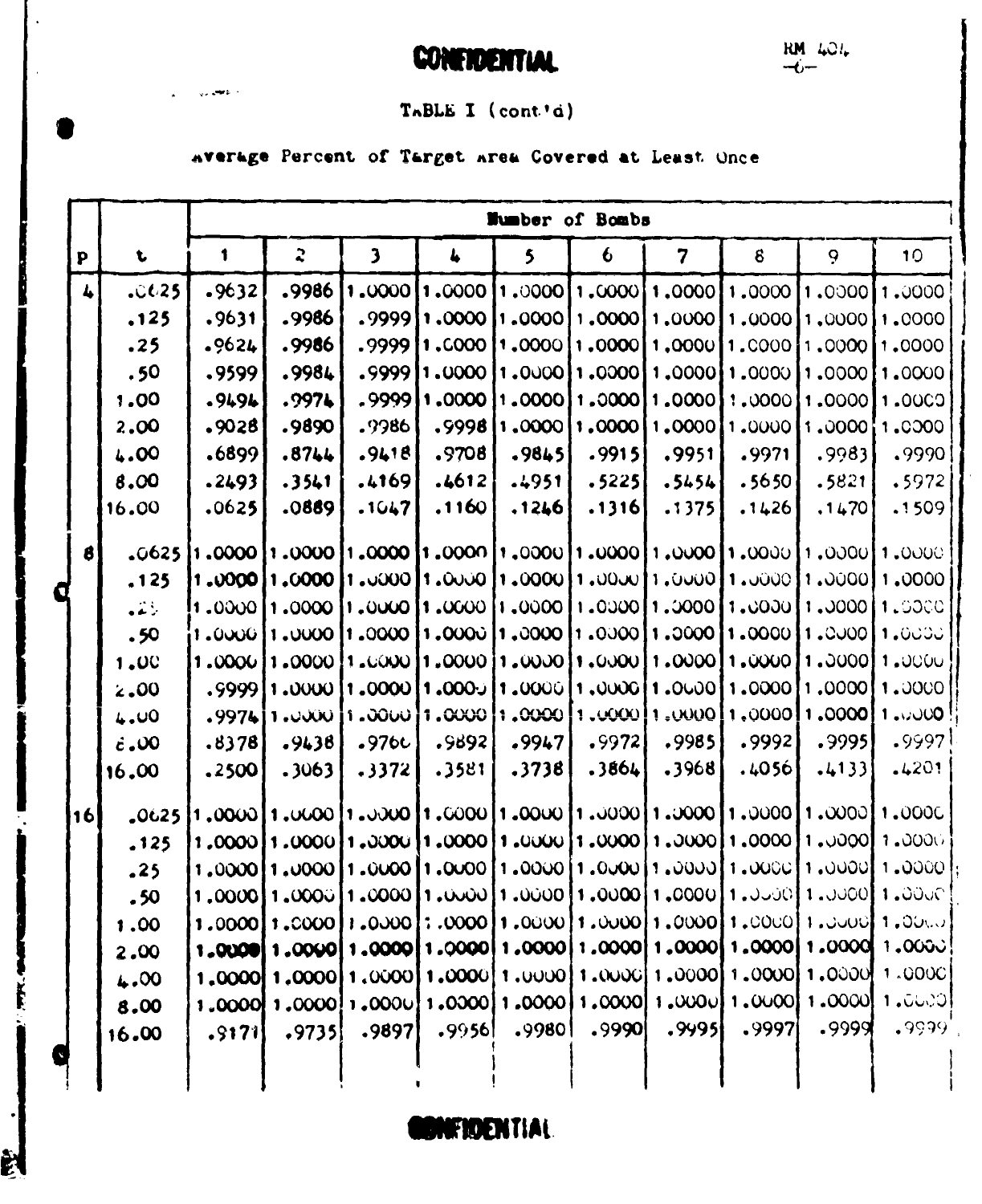CONFIDENTIAL

TABLE I (cont'd)

Average Percent of Target Area Covered at Least Once

| p | t | Number of Bombs | | | | | | | | | |
|---|---|---|---|---|---|---|---|---|---|---|---|
| | | 1 | 2 | 3 | 4 | 5 | 6 | 7 | 8 | 9 | 10 |
| 4 | .0625 | .9632 | .9986 | 1.0000 | 1.0000 | 1.0000 | 1.0000 | 1.0000 | 1.0000 | 1.0000 | 1.0000 |
| | .125 | .9631 | .9986 | .9999 | 1.0000 | 1.0000 | 1.0000 | 1.0000 | 1.0000 | 1.0000 | 1.0000 |
| | .25 | .9624 | .9986 | .9999 | 1.0000 | 1.0000 | 1.0000 | 1.0000 | 1.0000 | 1.0000 | 1.0000 |
| | .50 | .9599 | .9984 | .9999 | 1.0000 | 1.0000 | 1.0000 | 1.0000 | 1.0000 | 1.0000 | 1.0000 |
| | 1.00 | .9494 | .9974 | .9999 | 1.0000 | 1.0000 | 1.0000 | 1.0000 | 1.0000 | 1.0000 | 1.0000 |
| | 2.00 | .9028 | .9890 | .9986 | .9998 | 1.0000 | 1.0000 | 1.0000 | 1.0000 | 1.0000 | 1.0000 |
| | 4.00 | .6899 | .8744 | .9418 | .9708 | .9845 | .9915 | .9951 | .9971 | .9983 | .9990 |
| | 8.00 | .2493 | .3541 | .4169 | .4612 | .4951 | .5225 | .5454 | .5650 | .5821 | .5972 |
| | 16.00 | .0625 | .0889 | .1047 | .1160 | .1246 | .1316 | .1375 | .1426 | .1470 | .1509 |
| 8 | .0625 | 1.0000 | 1.0000 | 1.0000 | 1.0000 | 1.0000 | 1.0000 | 1.0000 | 1.0000 | 1.0000 | 1.0000 |
| | .125 | 1.0000 | 1.0000 | 1.0000 | 1.0000 | 1.0000 | 1.0000 | 1.0000 | 1.0000 | 1.0000 | 1.0000 |
| | .25 | 1.0000 | 1.0000 | 1.0000 | 1.0000 | 1.0000 | 1.0000 | 1.0000 | 1.0000 | 1.0000 | 1.0000 |
| | .50 | 1.0000 | 1.0000 | 1.0000 | 1.0000 | 1.0000 | 1.0000 | 1.0000 | 1.0000 | 1.0000 | 1.0000 |
| | 1.00 | 1.0000 | 1.0000 | 1.0000 | 1.0000 | 1.0000 | 1.0000 | 1.0000 | 1.0000 | 1.0000 | 1.0000 |
| | 2.00 | .9999 | 1.0000 | 1.0000 | 1.0000 | 1.0000 | 1.0000 | 1.0000 | 1.0000 | 1.0000 | 1.0000 |
| | 4.00 | .9974 | 1.0000 | 1.0000 | 1.0000 | 1.0000 | 1.0000 | 1.0000 | 1.0000 | 1.0000 | 1.0000 |
| | 8.00 | .8378 | .9438 | .9760 | .9892 | .9947 | .9972 | .9985 | .9992 | .9995 | .9997 |
| | 16.00 | .2500 | .3063 | .3372 | .3581 | .3738 | .3864 | .3968 | .4056 | .4133 | .4201 |
| 16 | .0625 | 1.0000 | 1.0000 | 1.0000 | 1.0000 | 1.0000 | 1.0000 | 1.0000 | 1.0000 | 1.0000 | 1.0000 |
| | .125 | 1.0000 | 1.0000 | 1.0000 | 1.0000 | 1.0000 | 1.0000 | 1.0000 | 1.0000 | 1.0000 | 1.0000 |
| | .25 | 1.0000 | 1.0000 | 1.0000 | 1.0000 | 1.0000 | 1.0000 | 1.0000 | 1.0000 | 1.0000 | 1.0000 |
| | .50 | 1.0000 | 1.0000 | 1.0000 | 1.0000 | 1.0000 | 1.0000 | 1.0000 | 1.0000 | 1.0000 | 1.0000 |
| | 1.00 | 1.0000 | 1.0000 | 1.0000 | 1.0000 | 1.0000 | 1.0000 | 1.0000 | 1.0000 | 1.0000 | 1.0000 |
| | 2.00 | 1.0000 | 1.0000 | 1.0000 | 1.0000 | 1.0000 | 1.0000 | 1.0000 | 1.0000 | 1.0000 | 1.0000 |
| | 4.00 | 1.0000 | 1.0000 | 1.0000 | 1.0000 | 1.0000 | 1.0000 | 1.0000 | 1.0000 | 1.0000 | 1.0000 |
| | 8.00 | 1.0000 | 1.0000 | 1.0000 | 1.0000 | 1.0000 | 1.0000 | 1.0000 | 1.0000 | 1.0000 | 1.0000 |
| | 16.00 | .9171 | .9735 | .9897 | .9956 | .9980 | .9990 | .9995 | .9997 | .9999 | .9999 |

CONFIDENTIAL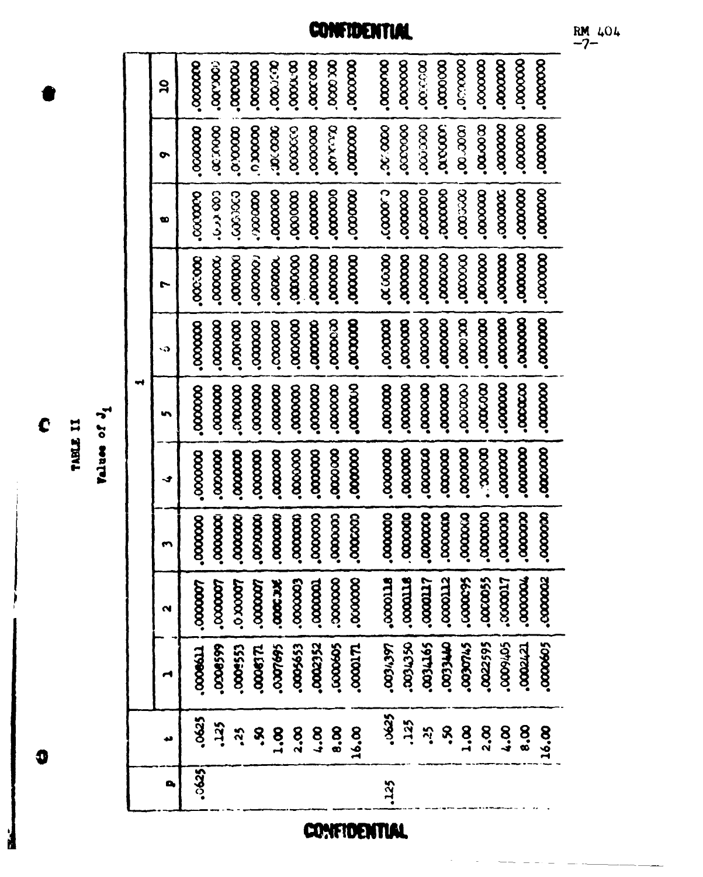CONFIDENTIAL

TABLE II

Values of $J_1$

| p | t | i=1 | 2 | 3 | 4 | 5 | 6 | 7 | 8 | 9 | 10 |
|---|---|---|---|---|---|---|---|---|---|---|---|
| .0625 | .0625 | .0008611 | .0000007 | .0000000 | .0000000 | .0000000 | .0000000 | .0000000 | .0000000 | .0000000 | .0000000 |
| | .125 | .0008599 | .0000007 | .0000000 | .0000000 | .0000000 | .0000000 | .0000000 | .0000000 | .0000000 | .0000000 |
| | .25 | .0008553 | .0000007 | .0000000 | .0000000 | .0000000 | .0000000 | .0000000 | .0000000 | .0000000 | .0000000 |
| | .50 | .0008371 | .0000007 | .0000000 | .0000000 | .0000000 | .0000000 | .0000000 | .0000000 | .0000000 | .0000000 |
| | 1.00 | .0007695 | .0000006 | .0000000 | .0000000 | .0000000 | .0000000 | .0000000 | .0000000 | .0000000 | .0000000 |
| | 2.00 | .0005653 | .0000003 | .0000000 | .0000000 | .0000000 | .0000000 | .0000000 | .0000000 | .0000000 | .0000000 |
| | 4.00 | .0002352 | .0000001 | .0000000 | .0000000 | .0000000 | .0000000 | .0000000 | .0000000 | .0000000 | .0000000 |
| | 8.00 | .0000605 | .0000000 | .0000000 | .0000000 | .0000000 | .0000000 | .0000000 | .0000000 | .0000000 | .0000000 |
| | 16.00 | .0000171 | .0000000 | .0000000 | .0000000 | .0000000 | .0000000 | .0000000 | .0000000 | .0000000 | .0000000 |
| .125 | .0625 | .0034397 | .0000118 | .0000000 | .0000000 | .0000000 | .0000000 | .0000000 | .0000000 | .0000000 | .0000000 |
| | .125 | .0034350 | .0000118 | .0000000 | .0000000 | .0000000 | .0000000 | .0000000 | .0000000 | .0000000 | .0000000 |
| | .25 | .0034165 | .0000117 | .0000000 | .0000000 | .0000000 | .0000000 | .0000000 | .0000000 | .0000000 | .0000000 |
| | .50 | .0033440 | .0000112 | .0000000 | .0000000 | .0000000 | .0000000 | .0000000 | .0000000 | .0000000 | .0000000 |
| | 1.00 | .0030745 | .0000095 | .0000000 | .0000000 | .0000000 | .0000000 | .0000000 | .0000000 | .0000000 | .0000000 |
| | 2.00 | .0022595 | .0000055 | .0000000 | .0000000 | .0000000 | .0000000 | .0000000 | .0000000 | .0000000 | .0000000 |
| | 4.00 | .0009405 | .0000017 | .0000000 | .0000000 | .0000000 | .0000000 | .0000000 | .0000000 | .0000000 | .0000000 |
| | 8.00 | .0002421 | .0000004 | .0000000 | .0000000 | .0000000 | .0000000 | .0000000 | .0000000 | .0000000 | .0000000 |
| | 16.00 | .0000605 | .0000002 | .0000000 | .0000000 | .0000000 | .0000000 | .0000000 | .0000000 | .0000000 | .0000000 |

CONFIDENTIAL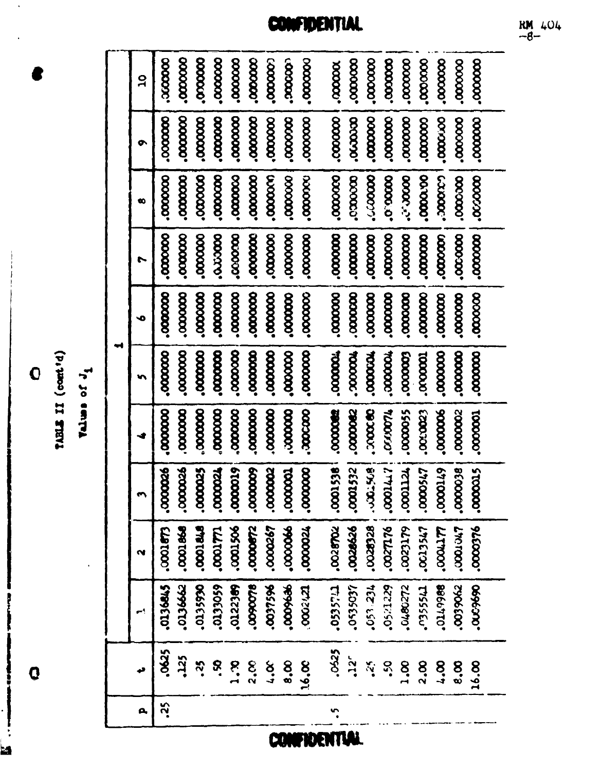CONFIDENTIAL

TABLE II (cont'd)

Values of $J_1$

| p | t | l = 1 | 2 | 3 | 4 | 5 | 6 | 7 | 8 | 9 | 10 |
|---|---|---|---|---|---|---|---|---|---|---|---|
| .25 | .0625 | .0136845 | .0001873 | .0000026 | .0000000 | .0000000 | .000000 | .000000 | .000000 | .000000 | .000000 |
| | .125 | .0136662 | .0001868 | .0000026 | .0000000 | .0000000 | .000000 | .000000 | .000000 | .000000 | .000000 |
| | .25 | .0135930 | .0001848 | .0000025 | .0000000 | .0000000 | .000000 | .000000 | .000000 | .000000 | .000000 |
| | .50 | .0133059 | .0001771 | .0000024 | .0000000 | .0000000 | .000000 | .000000 | .000000 | .000000 | .000000 |
| | 1.00 | .0122389 | .0001506 | .0000019 | .0000000 | .0000000 | .000000 | .000000 | .000000 | .000000 | .000000 |
| | 2.00 | .0090078 | .0000872 | .0000009 | .0000000 | .0000000 | .000000 | .000000 | .000000 | .000000 | .000000 |
| | 4.00 | .0037596 | .0000267 | .0000002 | .0000000 | .0000000 | .000000 | .000000 | .000000 | .000000 | .000000 |
| | 8.00 | .0009636 | .0000066 | .0000001 | .0000000 | .0000000 | .000000 | .000000 | .000000 | .000000 | .000000 |
| | 16.00 | .0002421 | .0000024 | .0000000 | .0000000 | .0000000 | .000000 | .000000 | .000000 | .000000 | .000000 |
| .5 | .0625 | .0535711 | .0028702 | .0001538 | .0000082 | .0000004 | .000000 | .000000 | .000000 | .000000 | .000000 |
| | .125 | .0535037 | .0028626 | .0001532 | .0000082 | .0000004 | .000000 | .000000 | .000000 | .000000 | .000000 |
| | .25 | .0532234 | .0028328 | .0001508 | .0000080 | .0000004 | .000000 | .000000 | .000000 | .000000 | .000000 |
| | .50 | .0521229 | .0027176 | .0001417 | .0000074 | .0000004 | .000000 | .000000 | .000000 | .000000 | .000000 |
| | 1.00 | .0480272 | .0023179 | .0001124 | .0000055 | .0000003 | .000000 | .000000 | .000000 | .000000 | .000000 |
| | 2.00 | .0355541 | .0013547 | .0000547 | .0000023 | .0000001 | .000000 | .000000 | .000000 | .000000 | .000000 |
| | 4.00 | .0149988 | .0004177 | .0000149 | .0000006 | .0000000 | .000000 | .000000 | .000000 | .000000 | .000000 |
| | 8.00 | .0039062 | .0001047 | .0000038 | .0000002 | .0000000 | .000000 | .000000 | .000000 | .000000 | .000000 |
| | 16.00 | .0009690 | .0000376 | .0000015 | .0000001 | .0000000 | .000000 | .000000 | .000000 | .000000 | .000000 |

CONFIDENTIAL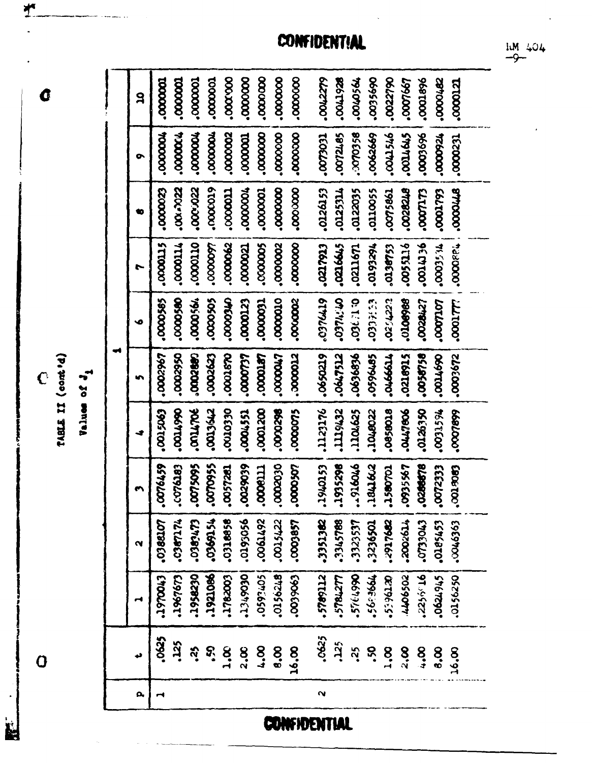CONFIDENTIAL

TABLE II (cont'd)

Values of $J_i$

| p | t | i = 1 | 2 | 3 | 4 | 5 | 6 | 7 | 8 | 9 | 10 |
|---|---|---|---|---|---|---|---|---|---|---|---|
| 1 | .0625 | .1970043 | .0388107 | .0076459 | .0015063 | .0002967 | .0000585 | .0000115 | .0000023 | .0000004 | .0000001 |
| | .125 | .1967673 | .0387174 | .0076183 | .0014990 | .0002950 | .0000580 | .0000114 | .0000022 | .0000004 | .0000001 |
| | .25 | .1958230 | .0383473 | .0075095 | .0014706 | .0002880 | .0000564 | .0000110 | .0000022 | .0000004 | .0000001 |
| | .50 | .1921086 | .0369154 | .0070955 | .0013642 | .0002623 | .0000505 | .0000097 | .0000019 | .0000004 | .0000001 |
| | 1.00 | .1782003 | .0318858 | .0057281 | .0010330 | .0001870 | .0000340 | .0000062 | .0000011 | .0000002 | .0000000 |
| | 2.00 | .1349030 | .0193056 | .0029039 | .0004551 | .0000737 | .0000123 | .0000021 | .0000004 | .0000001 | .0000000 |
| | 4.00 | .0593405 | .0061492 | .0008111 | .0001200 | .0000187 | .0000031 | .0000005 | .0000001 | .0000000 | .0000000 |
| | 8.00 | .0156248 | .0015422 | .0002030 | .0000298 | .0000047 | .0000010 | .0000002 | .0000000 | .0000000 | .0000000 |
| | 16.00 | .0039063 | .0003857 | .0000507 | .0000075 | .0000012 | .0000002 | .0000000 | .0000000 | .0000000 | .0000000 |
| 2 | .0625 | .5789112 | .3351382 | .1940153 | .1123176 | .0650219 | .0376419 | .0217913 | .0126153 | .0073031 | .0042279 |
| | .125 | .5784277 | .3345788 | .1935298 | .1119432 | .0647512 | .0374540 | .0216645 | .0125314 | .0072485 | .0041928 |
| | .25 | .5764990 | .3323537 | .1916046 | .1104625 | .0636836 | .0367170 | .0211671 | .0122035 | .0070358 | .0040564 |
| | .50 | .5688664 | .3236501 | .1841662 | .1048022 | .0596485 | .0339553 | .0193294 | .0110055 | .0062669 | .0035690 |
| | 1.00 | .5396120 | .2917682 | .1580701 | .0858018 | .0466614 | .0254223 | .0138753 | .0075861 | .0041546 | .0022790 |
| | 2.00 | .4406502 | .2002614 | .0935567 | .0447806 | .0218915 | .0108988 | .0055116 | .0028248 | .0014645 | .0007667 |
| | 4.00 | .2256016 | .0733043 | .0288878 | .0126350 | .0058758 | .0028427 | .0014136 | .0007173 | .0003696 | .0001896 |
| | 8.00 | .0624945 | .0185453 | .0072333 | .0031594 | .0014690 | .0007107 | .0003534 | .0001793 | .0000924 | .0000482 |
| | 16.00 | .0156250 | .0046363 | .0018083 | .0007899 | .0003672 | .0001777 | .0000884 | .0000448 | .0000231 | .0000121 |

CONFIDENTIAL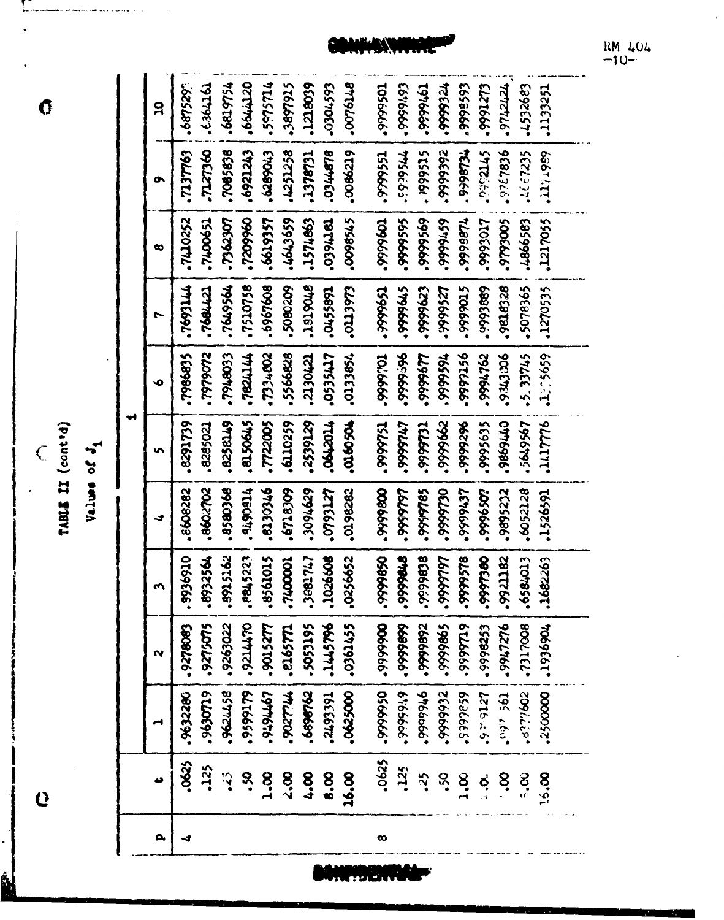TABLE II (cont'd)

Values of $J_1$

| p | t | 1 | 2 | 3 | 4 | 5 | 6 | 7 | 8 | 9 | 10 |
|---|---|---|---|---|---|---|---|---|---|---|---|
| 4 | .0625 | .9632280 | .9278083 | .8936910 | .8608282 | .8291739 | .7986835 | .7693144 | .7410252 | .7137763 | .6875297 |
| | .125 | .9630719 | .9275075 | .8932564 | .8602702 | .8285021 | .7979072 | .7684421 | .7400651 | .7127360 | .6864161 |
| | .25 | .9624458 | .9263022 | .8915162 | .8580368 | .8258149 | .7948033 | .7649564 | .7362307 | .7085838 | .6819754 |
| | .50 | .9599179 | .9214470 | .8845223 | .8490814 | .8150645 | .7824144 | .7510758 | .7209960 | .6921243 | .6644120 |
| | 1.00 | .9494467 | .9015277 | .8561015 | .8130346 | .7722005 | .7334802 | .6967608 | .6619357 | .6289043 | .5975714 |
| | 2.00 | .9027744 | .8165771 | .7400001 | .6718309 | .6110259 | .5566828 | .5080209 | .4643659 | .4251258 | .3897915 |
| | 4.00 | .6898762 | .5053195 | .3881747 | .3094629 | .2539129 | .2130421 | .1819048 | .1574863 | .1378731 | .1218039 |
| | 8.00 | .2493391 | .1445796 | .1026608 | .0793127 | .0642014 | .0535417 | .0455891 | .0394181 | .0344878 | .0304593 |
| | 16.00 | .0625000 | .0361455 | .0256652 | .0198282 | .0160504 | .0133854 | .0113973 | .0098545 | .0086219 | .0076148 |
| 8 | .0625 | .9999950 | .9999900 | .9999850 | .9999800 | .9999751 | .9999701 | .9999651 | .9999601 | .9999551 | .9999501 |
| | .125 | .9999949 | .9999899 | .9999848 | .9999797 | .9999747 | .9999696 | .9999645 | .9999595 | .9999544 | .9999493 |
| | .25 | .9999946 | .9999892 | .9999838 | .9999785 | .9999731 | .9999677 | .9999623 | .9999569 | .9999515 | .9999461 |
| | .50 | .9999932 | .9999865 | .9999797 | .9999730 | .9999662 | .9999594 | .9999527 | .9999459 | .9999392 | .9999324 |
| | 1.00 | .9999859 | .9999719 | .9999578 | .9999437 | .9999296 | .9999156 | .9999015 | .9998874 | .9998734 | .9998593 |
| | 2.00 | .9999127 | .9998253 | .9997380 | .9996507 | .9995635 | .9994762 | .9993889 | .9993017 | .9992145 | .9991273 |
| | 4.00 | .9973561 | .9947276 | .9921182 | .9895232 | .9869440 | .9843806 | .9818328 | .9793005 | .9767836 | .9742424 |
| | 8.00 | .8377602 | .7317008 | .6584013 | .6052128 | .5649567 | .5333745 | .5078365 | .4866583 | .4687235 | .4532683 |
| | 16.00 | .2500000 | .1936904 | .1682263 | .1526591 | .1417776 | .1335659 | .1270535 | .1217055 | .1171989 | .1133251 |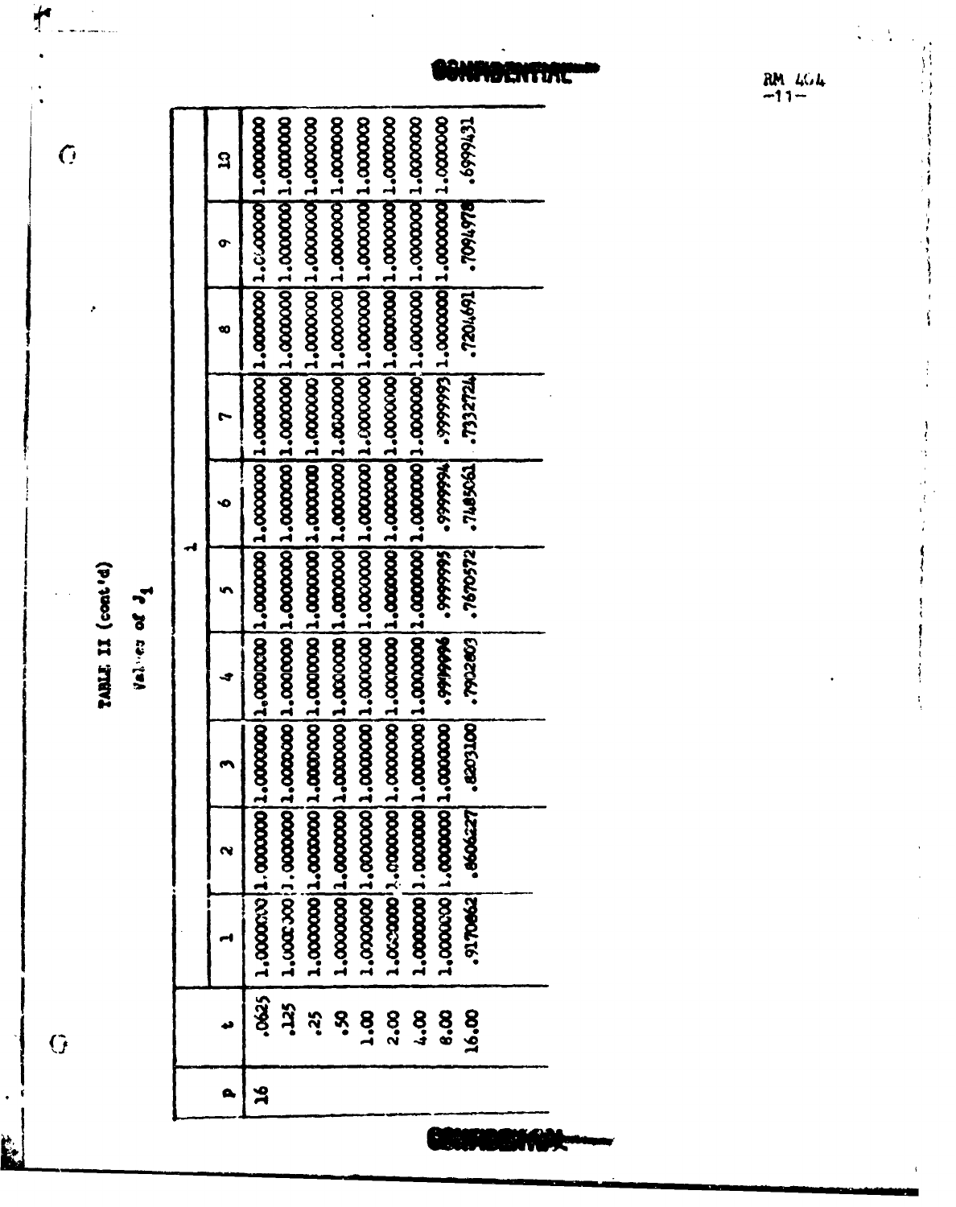CONFIDENTIAL

RM 404

TABLE II (cont'd)

Values of $J_1$

| p | t | i | | | | | | | | | |
|---|---|---|---|---|---|---|---|---|---|---|---|
| | | 1 | 2 | 3 | 4 | 5 | 6 | 7 | 8 | 9 | 10 |
| 16 | .0625 | 1.000000 | 1.000000 | 1.000000 | 1.000000 | 1.000000 | 1.000000 | 1.000000 | 1.000000 | 1.000000 | 1.000000 |
| | .125 | 1.000000 | 1.000000 | 1.000000 | 1.000000 | 1.000000 | 1.000000 | 1.000000 | 1.000000 | 1.000000 | 1.000000 |
| | .25 | 1.000000 | 1.000000 | 1.000000 | 1.000000 | 1.000000 | 1.000000 | 1.000000 | 1.000000 | 1.000000 | 1.000000 |
| | .50 | 1.000000 | 1.000000 | 1.000000 | 1.000000 | 1.000000 | 1.000000 | 1.000000 | 1.000000 | 1.000000 | 1.000000 |
| | 1.00 | 1.000000 | 1.000000 | 1.000000 | 1.000000 | 1.000000 | 1.000000 | 1.000000 | 1.000000 | 1.000000 | 1.000000 |
| | 2.00 | 1.000000 | 1.000000 | 1.000000 | 1.000000 | 1.000000 | 1.000000 | 1.000000 | 1.000000 | 1.000000 | 1.000000 |
| | 4.00 | 1.000000 | 1.000000 | 1.000000 | 1.000000 | 1.000000 | 1.000000 | 1.000000 | 1.000000 | 1.000000 | 1.000000 |
| | 8.00 | 1.000000 | 1.000000 | 1.000000 | .9999996 | .9999995 | .9999994 | .9999993 | 1.000000 | 1.000000 | 1.000000 |
| | 16.00 | .9170862 | .8606227 | .8203100 | .7902803 | .7670572 | .7485061 | .7332724 | .7204691 | .7094978 | .6999431 |

CONFIDENTIAL